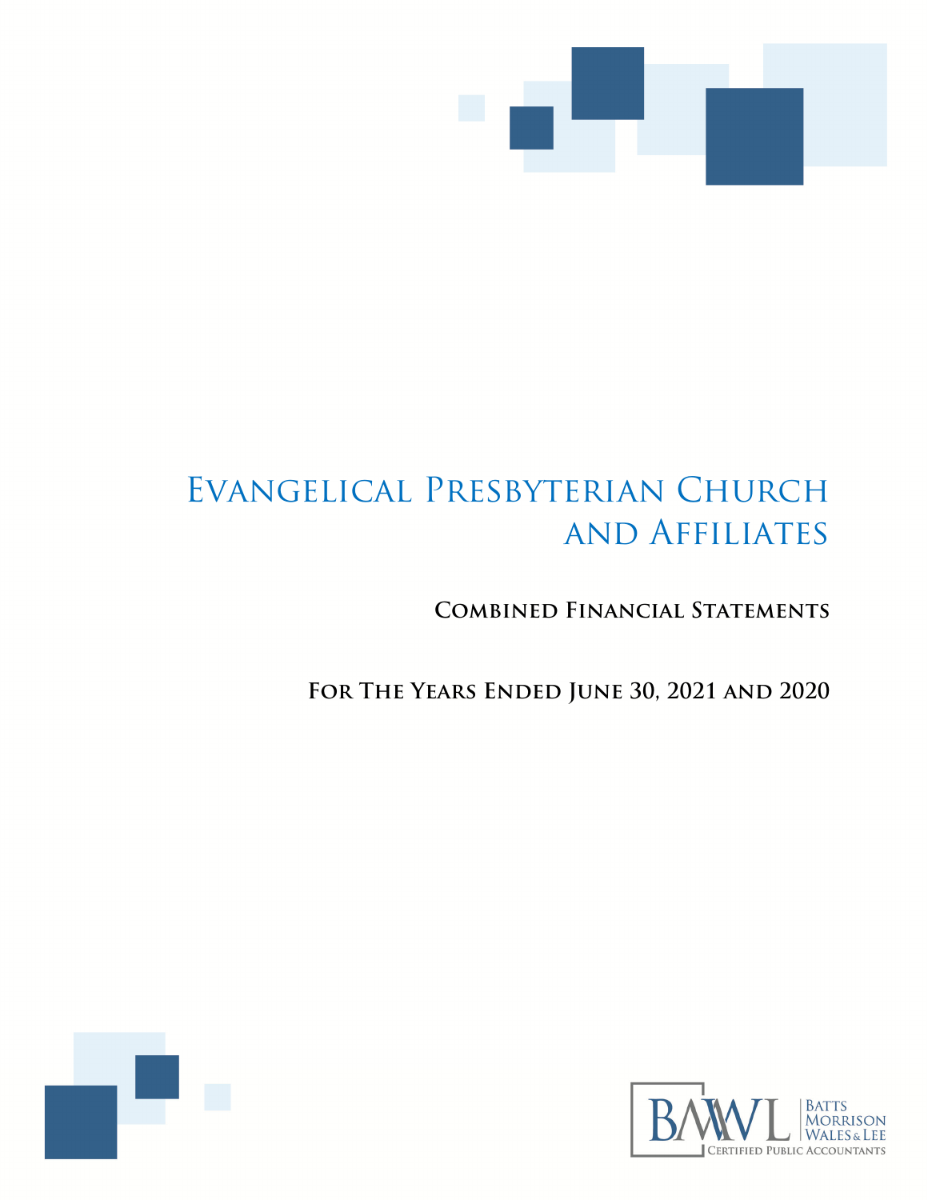# Evangelical Presbyterian Church and Affiliates

## Combined Financial Statements

## For The Years Ended June 30, 2021 and 2020

BMWL | Batts Morrison Wales & Lee
Certified Public Accountants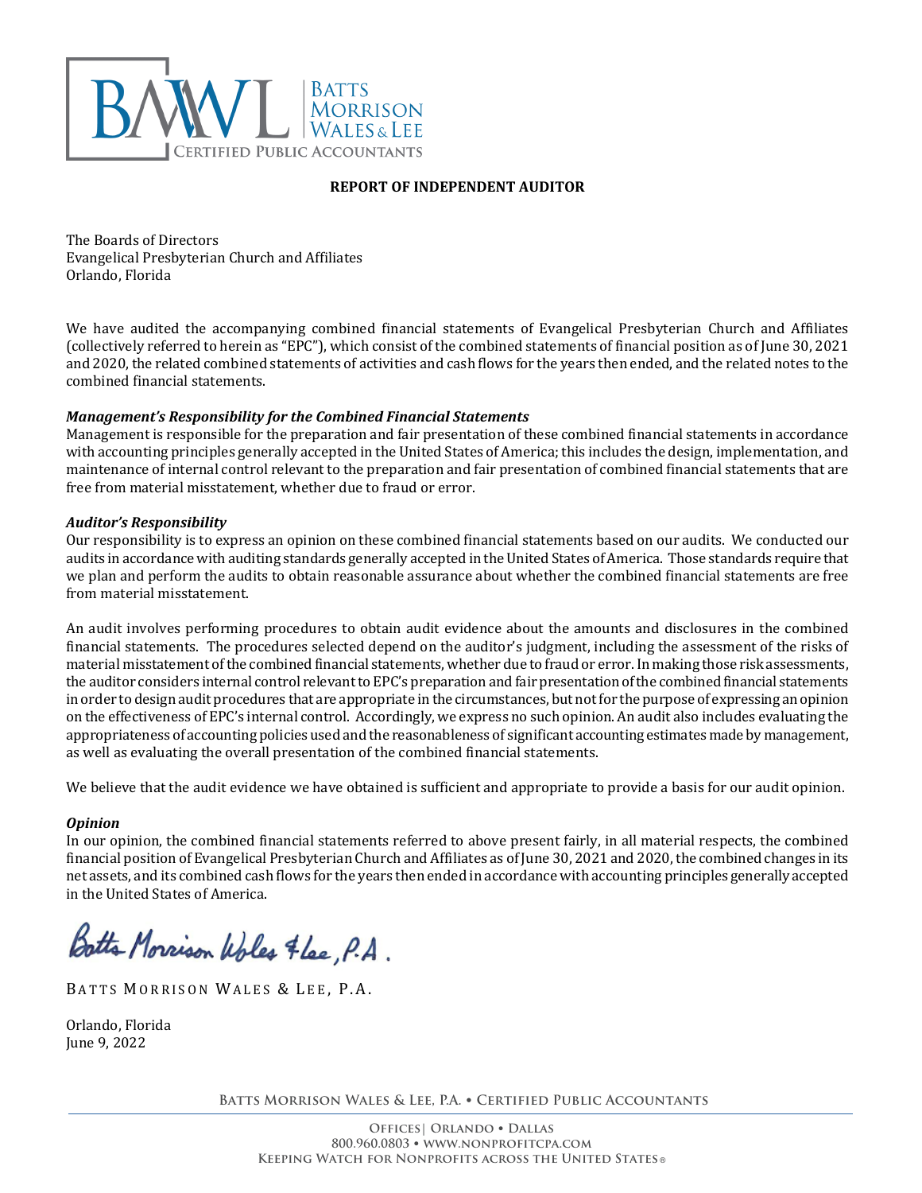BATTS MORRISON WALES & LEE
CERTIFIED PUBLIC ACCOUNTANTS

**REPORT OF INDEPENDENT AUDITOR**

The Boards of Directors
Evangelical Presbyterian Church and Affiliates
Orlando, Florida

We have audited the accompanying combined financial statements of Evangelical Presbyterian Church and Affiliates (collectively referred to herein as "EPC"), which consist of the combined statements of financial position as of June 30, 2021 and 2020, the related combined statements of activities and cash flows for the years then ended, and the related notes to the combined financial statements.

***Management's Responsibility for the Combined Financial Statements***
Management is responsible for the preparation and fair presentation of these combined financial statements in accordance with accounting principles generally accepted in the United States of America; this includes the design, implementation, and maintenance of internal control relevant to the preparation and fair presentation of combined financial statements that are free from material misstatement, whether due to fraud or error.

***Auditor's Responsibility***
Our responsibility is to express an opinion on these combined financial statements based on our audits. We conducted our audits in accordance with auditing standards generally accepted in the United States of America. Those standards require that we plan and perform the audits to obtain reasonable assurance about whether the combined financial statements are free from material misstatement.

An audit involves performing procedures to obtain audit evidence about the amounts and disclosures in the combined financial statements. The procedures selected depend on the auditor's judgment, including the assessment of the risks of material misstatement of the combined financial statements, whether due to fraud or error. In making those risk assessments, the auditor considers internal control relevant to EPC's preparation and fair presentation of the combined financial statements in order to design audit procedures that are appropriate in the circumstances, but not for the purpose of expressing an opinion on the effectiveness of EPC's internal control. Accordingly, we express no such opinion. An audit also includes evaluating the appropriateness of accounting policies used and the reasonableness of significant accounting estimates made by management, as well as evaluating the overall presentation of the combined financial statements.

We believe that the audit evidence we have obtained is sufficient and appropriate to provide a basis for our audit opinion.

***Opinion***
In our opinion, the combined financial statements referred to above present fairly, in all material respects, the combined financial position of Evangelical Presbyterian Church and Affiliates as of June 30, 2021 and 2020, the combined changes in its net assets, and its combined cash flows for the years then ended in accordance with accounting principles generally accepted in the United States of America.

*Batts Morrison Wales & Lee, P.A.*

BATTS MORRISON WALES & LEE, P.A.

Orlando, Florida
June 9, 2022

BATTS MORRISON WALES & LEE, P.A. • CERTIFIED PUBLIC ACCOUNTANTS

OFFICES| ORLANDO • DALLAS
800.960.0803 • WWW.NONPROFITCPA.COM
KEEPING WATCH FOR NONPROFITS ACROSS THE UNITED STATES®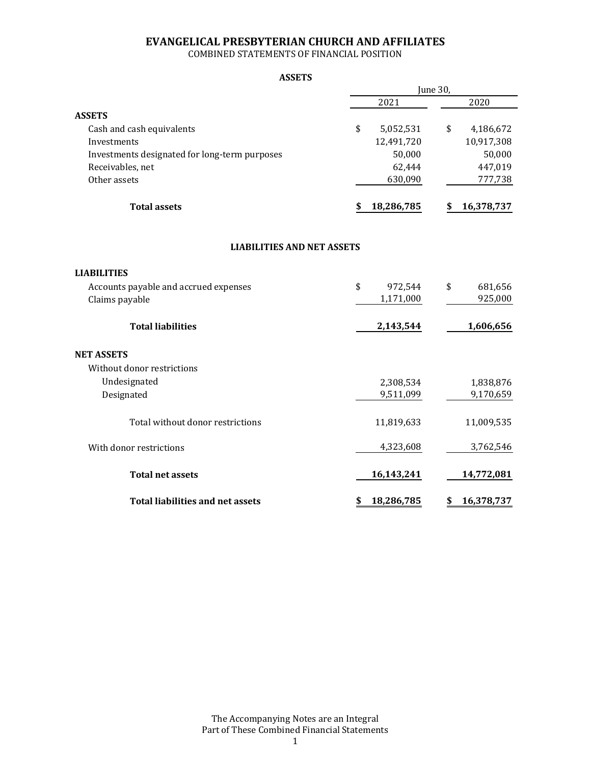# EVANGELICAL PRESBYTERIAN CHURCH AND AFFILIATES

COMBINED STATEMENTS OF FINANCIAL POSITION

## ASSETS

| | June 30, 2021 | June 30, 2020 |
|---|---|---|
| **ASSETS** | | |
| Cash and cash equivalents | $ 5,052,531 | $ 4,186,672 |
| Investments | 12,491,720 | 10,917,308 |
| Investments designated for long-term purposes | 50,000 | 50,000 |
| Receivables, net | 62,444 | 447,019 |
| Other assets | 630,090 | 777,738 |
| **Total assets** | **$ 18,286,785** | **$ 16,378,737** |

## LIABILITIES AND NET ASSETS

| | 2021 | 2020 |
|---|---|---|
| **LIABILITIES** | | |
| Accounts payable and accrued expenses | $ 972,544 | $ 681,656 |
| Claims payable | 1,171,000 | 925,000 |
| **Total liabilities** | **2,143,544** | **1,606,656** |
| **NET ASSETS** | | |
| Without donor restrictions | | |
| Undesignated | 2,308,534 | 1,838,876 |
| Designated | 9,511,099 | 9,170,659 |
| Total without donor restrictions | 11,819,633 | 11,009,535 |
| With donor restrictions | 4,323,608 | 3,762,546 |
| **Total net assets** | **16,143,241** | **14,772,081** |
| **Total liabilities and net assets** | **$ 18,286,785** | **$ 16,378,737** |

The Accompanying Notes are an Integral Part of These Combined Financial Statements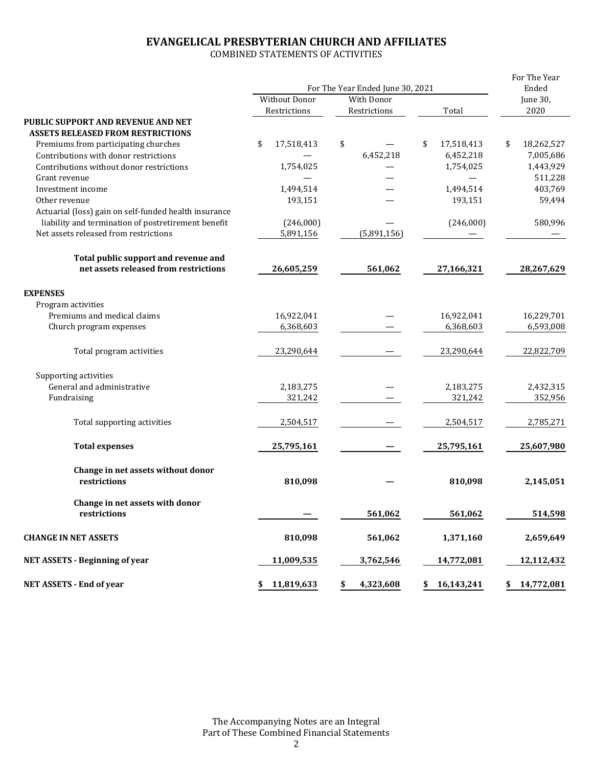# EVANGELICAL PRESBYTERIAN CHURCH AND AFFILIATES

COMBINED STATEMENTS OF ACTIVITIES

| | For The Year Ended June 30, 2021 | | | For The Year Ended June 30, 2020 |
|---|---|---|---|---|
| | Without Donor Restrictions | With Donor Restrictions | Total | |
| **PUBLIC SUPPORT AND REVENUE AND NET ASSETS RELEASED FROM RESTRICTIONS** | | | | |
| Premiums from participating churches | $ 17,518,413 | $ — | $ 17,518,413 | $ 18,262,527 |
| Contributions with donor restrictions | — | 6,452,218 | 6,452,218 | 7,005,686 |
| Contributions without donor restrictions | 1,754,025 | — | 1,754,025 | 1,443,929 |
| Grant revenue | — | — | — | 511,228 |
| Investment income | 1,494,514 | — | 1,494,514 | 403,769 |
| Other revenue | 193,151 | — | 193,151 | 59,494 |
| Actuarial (loss) gain on self-funded health insurance liability and termination of postretirement benefit | (246,000) | — | (246,000) | 580,996 |
| Net assets released from restrictions | 5,891,156 | (5,891,156) | — | — |
| **Total public support and revenue and net assets released from restrictions** | **26,605,259** | **561,062** | **27,166,321** | **28,267,629** |
| **EXPENSES** | | | | |
| Program activities | | | | |
| Premiums and medical claims | 16,922,041 | — | 16,922,041 | 16,229,701 |
| Church program expenses | 6,368,603 | — | 6,368,603 | 6,593,008 |
| Total program activities | 23,290,644 | — | 23,290,644 | 22,822,709 |
| Supporting activities | | | | |
| General and administrative | 2,183,275 | — | 2,183,275 | 2,432,315 |
| Fundraising | 321,242 | — | 321,242 | 352,956 |
| Total supporting activities | 2,504,517 | — | 2,504,517 | 2,785,271 |
| **Total expenses** | **25,795,161** | **—** | **25,795,161** | **25,607,980** |
| **Change in net assets without donor restrictions** | **810,098** | **—** | **810,098** | **2,145,051** |
| **Change in net assets with donor restrictions** | **—** | **561,062** | **561,062** | **514,598** |
| **CHANGE IN NET ASSETS** | **810,098** | **561,062** | **1,371,160** | **2,659,649** |
| **NET ASSETS - Beginning of year** | **11,009,535** | **3,762,546** | **14,772,081** | **12,112,432** |
| **NET ASSETS - End of year** | **$ 11,819,633** | **$ 4,323,608** | **$ 16,143,241** | **$ 14,772,081** |

The Accompanying Notes are an Integral Part of These Combined Financial Statements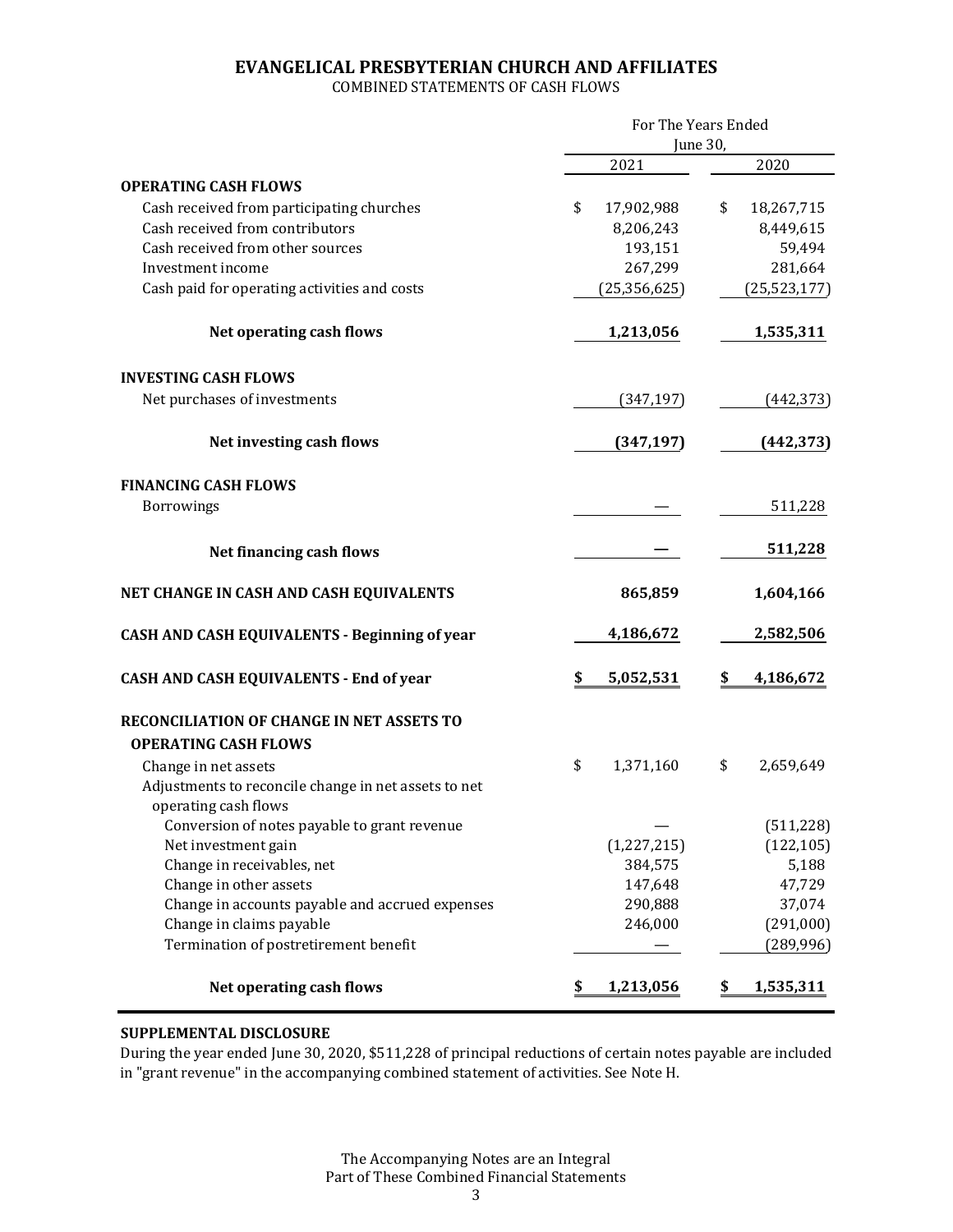# EVANGELICAL PRESBYTERIAN CHURCH AND AFFILIATES

COMBINED STATEMENTS OF CASH FLOWS

| | For The Years Ended June 30, | |
|---|---|---|
| | 2021 | 2020 |
| **OPERATING CASH FLOWS** | | |
| Cash received from participating churches | $ 17,902,988 | $ 18,267,715 |
| Cash received from contributors | 8,206,243 | 8,449,615 |
| Cash received from other sources | 193,151 | 59,494 |
| Investment income | 267,299 | 281,664 |
| Cash paid for operating activities and costs | (25,356,625) | (25,523,177) |
| **Net operating cash flows** | **1,213,056** | **1,535,311** |
| **INVESTING CASH FLOWS** | | |
| Net purchases of investments | (347,197) | (442,373) |
| **Net investing cash flows** | **(347,197)** | **(442,373)** |
| **FINANCING CASH FLOWS** | | |
| Borrowings | — | 511,228 |
| **Net financing cash flows** | **—** | **511,228** |
| **NET CHANGE IN CASH AND CASH EQUIVALENTS** | **865,859** | **1,604,166** |
| **CASH AND CASH EQUIVALENTS - Beginning of year** | **4,186,672** | **2,582,506** |
| **CASH AND CASH EQUIVALENTS - End of year** | **$ 5,052,531** | **$ 4,186,672** |
| **RECONCILIATION OF CHANGE IN NET ASSETS TO OPERATING CASH FLOWS** | | |
| Change in net assets | $ 1,371,160 | $ 2,659,649 |
| Adjustments to reconcile change in net assets to net operating cash flows | | |
| Conversion of notes payable to grant revenue | — | (511,228) |
| Net investment gain | (1,227,215) | (122,105) |
| Change in receivables, net | 384,575 | 5,188 |
| Change in other assets | 147,648 | 47,729 |
| Change in accounts payable and accrued expenses | 290,888 | 37,074 |
| Change in claims payable | 246,000 | (291,000) |
| Termination of postretirement benefit | — | (289,996) |
| **Net operating cash flows** | **$ 1,213,056** | **$ 1,535,311** |

**SUPPLEMENTAL DISCLOSURE**

During the year ended June 30, 2020, $511,228 of principal reductions of certain notes payable are included in "grant revenue" in the accompanying combined statement of activities. See Note H.

The Accompanying Notes are an Integral Part of These Combined Financial Statements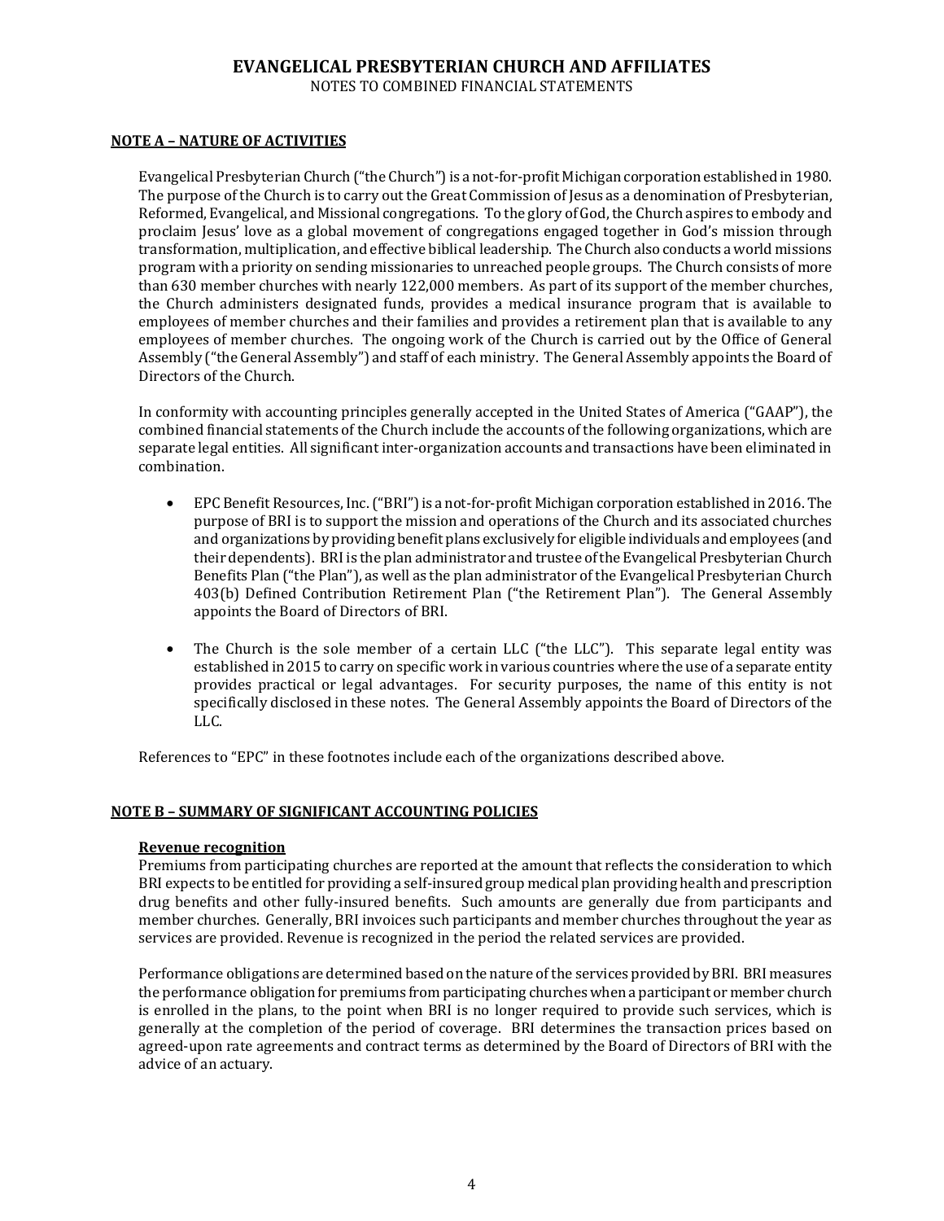# EVANGELICAL PRESBYTERIAN CHURCH AND AFFILIATES

NOTES TO COMBINED FINANCIAL STATEMENTS

## NOTE A – NATURE OF ACTIVITIES

Evangelical Presbyterian Church ("the Church") is a not-for-profit Michigan corporation established in 1980. The purpose of the Church is to carry out the Great Commission of Jesus as a denomination of Presbyterian, Reformed, Evangelical, and Missional congregations. To the glory of God, the Church aspires to embody and proclaim Jesus' love as a global movement of congregations engaged together in God's mission through transformation, multiplication, and effective biblical leadership. The Church also conducts a world missions program with a priority on sending missionaries to unreached people groups. The Church consists of more than 630 member churches with nearly 122,000 members. As part of its support of the member churches, the Church administers designated funds, provides a medical insurance program that is available to employees of member churches and their families and provides a retirement plan that is available to any employees of member churches. The ongoing work of the Church is carried out by the Office of General Assembly ("the General Assembly") and staff of each ministry. The General Assembly appoints the Board of Directors of the Church.

In conformity with accounting principles generally accepted in the United States of America ("GAAP"), the combined financial statements of the Church include the accounts of the following organizations, which are separate legal entities. All significant inter-organization accounts and transactions have been eliminated in combination.

- EPC Benefit Resources, Inc. ("BRI") is a not-for-profit Michigan corporation established in 2016. The purpose of BRI is to support the mission and operations of the Church and its associated churches and organizations by providing benefit plans exclusively for eligible individuals and employees (and their dependents). BRI is the plan administrator and trustee of the Evangelical Presbyterian Church Benefits Plan ("the Plan"), as well as the plan administrator of the Evangelical Presbyterian Church 403(b) Defined Contribution Retirement Plan ("the Retirement Plan"). The General Assembly appoints the Board of Directors of BRI.

- The Church is the sole member of a certain LLC ("the LLC"). This separate legal entity was established in 2015 to carry on specific work in various countries where the use of a separate entity provides practical or legal advantages. For security purposes, the name of this entity is not specifically disclosed in these notes. The General Assembly appoints the Board of Directors of the LLC.

References to "EPC" in these footnotes include each of the organizations described above.

## NOTE B – SUMMARY OF SIGNIFICANT ACCOUNTING POLICIES

### Revenue recognition

Premiums from participating churches are reported at the amount that reflects the consideration to which BRI expects to be entitled for providing a self-insured group medical plan providing health and prescription drug benefits and other fully-insured benefits. Such amounts are generally due from participants and member churches. Generally, BRI invoices such participants and member churches throughout the year as services are provided. Revenue is recognized in the period the related services are provided.

Performance obligations are determined based on the nature of the services provided by BRI. BRI measures the performance obligation for premiums from participating churches when a participant or member church is enrolled in the plans, to the point when BRI is no longer required to provide such services, which is generally at the completion of the period of coverage. BRI determines the transaction prices based on agreed-upon rate agreements and contract terms as determined by the Board of Directors of BRI with the advice of an actuary.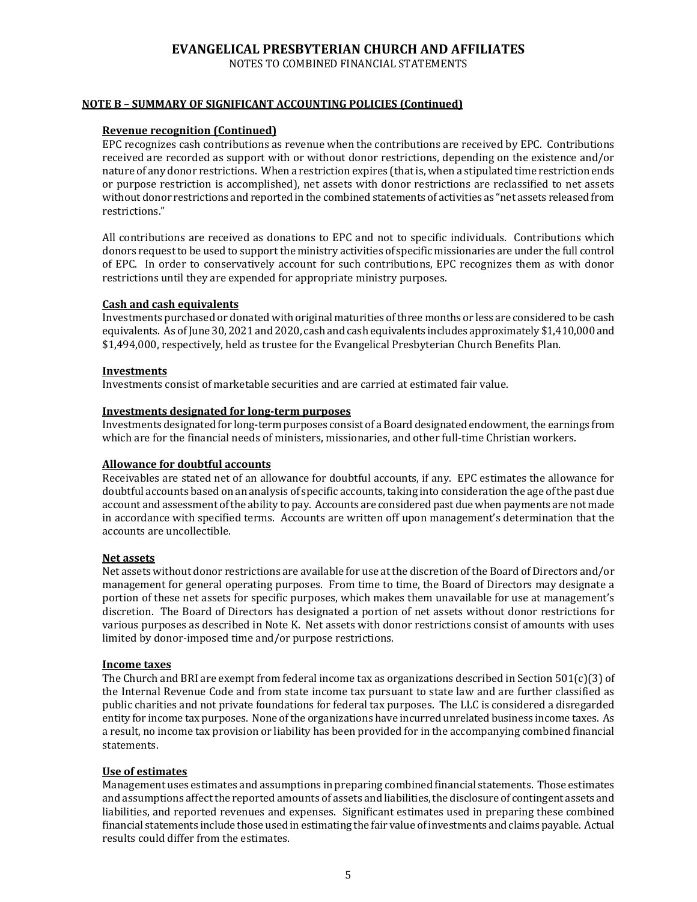# EVANGELICAL PRESBYTERIAN CHURCH AND AFFILIATES

NOTES TO COMBINED FINANCIAL STATEMENTS

## NOTE B – SUMMARY OF SIGNIFICANT ACCOUNTING POLICIES (Continued)

### Revenue recognition (Continued)

EPC recognizes cash contributions as revenue when the contributions are received by EPC. Contributions received are recorded as support with or without donor restrictions, depending on the existence and/or nature of any donor restrictions. When a restriction expires (that is, when a stipulated time restriction ends or purpose restriction is accomplished), net assets with donor restrictions are reclassified to net assets without donor restrictions and reported in the combined statements of activities as "net assets released from restrictions."

All contributions are received as donations to EPC and not to specific individuals. Contributions which donors request to be used to support the ministry activities of specific missionaries are under the full control of EPC. In order to conservatively account for such contributions, EPC recognizes them as with donor restrictions until they are expended for appropriate ministry purposes.

### Cash and cash equivalents

Investments purchased or donated with original maturities of three months or less are considered to be cash equivalents. As of June 30, 2021 and 2020, cash and cash equivalents includes approximately $1,410,000 and $1,494,000, respectively, held as trustee for the Evangelical Presbyterian Church Benefits Plan.

### Investments

Investments consist of marketable securities and are carried at estimated fair value.

### Investments designated for long-term purposes

Investments designated for long-term purposes consist of a Board designated endowment, the earnings from which are for the financial needs of ministers, missionaries, and other full-time Christian workers.

### Allowance for doubtful accounts

Receivables are stated net of an allowance for doubtful accounts, if any. EPC estimates the allowance for doubtful accounts based on an analysis of specific accounts, taking into consideration the age of the past due account and assessment of the ability to pay. Accounts are considered past due when payments are not made in accordance with specified terms. Accounts are written off upon management's determination that the accounts are uncollectible.

### Net assets

Net assets without donor restrictions are available for use at the discretion of the Board of Directors and/or management for general operating purposes. From time to time, the Board of Directors may designate a portion of these net assets for specific purposes, which makes them unavailable for use at management's discretion. The Board of Directors has designated a portion of net assets without donor restrictions for various purposes as described in Note K. Net assets with donor restrictions consist of amounts with uses limited by donor-imposed time and/or purpose restrictions.

### Income taxes

The Church and BRI are exempt from federal income tax as organizations described in Section 501(c)(3) of the Internal Revenue Code and from state income tax pursuant to state law and are further classified as public charities and not private foundations for federal tax purposes. The LLC is considered a disregarded entity for income tax purposes. None of the organizations have incurred unrelated business income taxes. As a result, no income tax provision or liability has been provided for in the accompanying combined financial statements.

### Use of estimates

Management uses estimates and assumptions in preparing combined financial statements. Those estimates and assumptions affect the reported amounts of assets and liabilities, the disclosure of contingent assets and liabilities, and reported revenues and expenses. Significant estimates used in preparing these combined financial statements include those used in estimating the fair value of investments and claims payable. Actual results could differ from the estimates.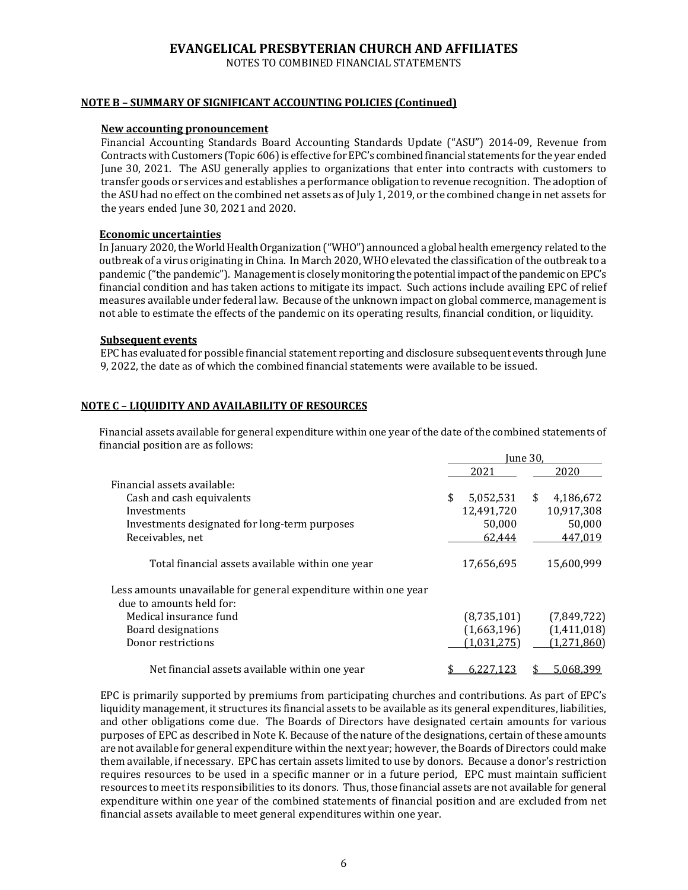# EVANGELICAL PRESBYTERIAN CHURCH AND AFFILIATES

NOTES TO COMBINED FINANCIAL STATEMENTS

## NOTE B – SUMMARY OF SIGNIFICANT ACCOUNTING POLICIES (Continued)

### New accounting pronouncement

Financial Accounting Standards Board Accounting Standards Update ("ASU") 2014-09, Revenue from Contracts with Customers (Topic 606) is effective for EPC's combined financial statements for the year ended June 30, 2021. The ASU generally applies to organizations that enter into contracts with customers to transfer goods or services and establishes a performance obligation to revenue recognition. The adoption of the ASU had no effect on the combined net assets as of July 1, 2019, or the combined change in net assets for the years ended June 30, 2021 and 2020.

### Economic uncertainties

In January 2020, the World Health Organization ("WHO") announced a global health emergency related to the outbreak of a virus originating in China. In March 2020, WHO elevated the classification of the outbreak to a pandemic ("the pandemic"). Management is closely monitoring the potential impact of the pandemic on EPC's financial condition and has taken actions to mitigate its impact. Such actions include availing EPC of relief measures available under federal law. Because of the unknown impact on global commerce, management is not able to estimate the effects of the pandemic on its operating results, financial condition, or liquidity.

### Subsequent events

EPC has evaluated for possible financial statement reporting and disclosure subsequent events through June 9, 2022, the date as of which the combined financial statements were available to be issued.

## NOTE C – LIQUIDITY AND AVAILABILITY OF RESOURCES

Financial assets available for general expenditure within one year of the date of the combined statements of financial position are as follows:

| | June 30, | |
|---|---|---|
| | 2021 | 2020 |
| Financial assets available: | | |
| Cash and cash equivalents | $ 5,052,531 | $ 4,186,672 |
| Investments | 12,491,720 | 10,917,308 |
| Investments designated for long-term purposes | 50,000 | 50,000 |
| Receivables, net | 62,444 | 447,019 |
| Total financial assets available within one year | 17,656,695 | 15,600,999 |
| Less amounts unavailable for general expenditure within one year due to amounts held for: | | |
| Medical insurance fund | (8,735,101) | (7,849,722) |
| Board designations | (1,663,196) | (1,411,018) |
| Donor restrictions | (1,031,275) | (1,271,860) |
| Net financial assets available within one year | $ 6,227,123 | $ 5,068,399 |

EPC is primarily supported by premiums from participating churches and contributions. As part of EPC's liquidity management, it structures its financial assets to be available as its general expenditures, liabilities, and other obligations come due. The Boards of Directors have designated certain amounts for various purposes of EPC as described in Note K. Because of the nature of the designations, certain of these amounts are not available for general expenditure within the next year; however, the Boards of Directors could make them available, if necessary. EPC has certain assets limited to use by donors. Because a donor's restriction requires resources to be used in a specific manner or in a future period, EPC must maintain sufficient resources to meet its responsibilities to its donors. Thus, those financial assets are not available for general expenditure within one year of the combined statements of financial position and are excluded from net financial assets available to meet general expenditures within one year.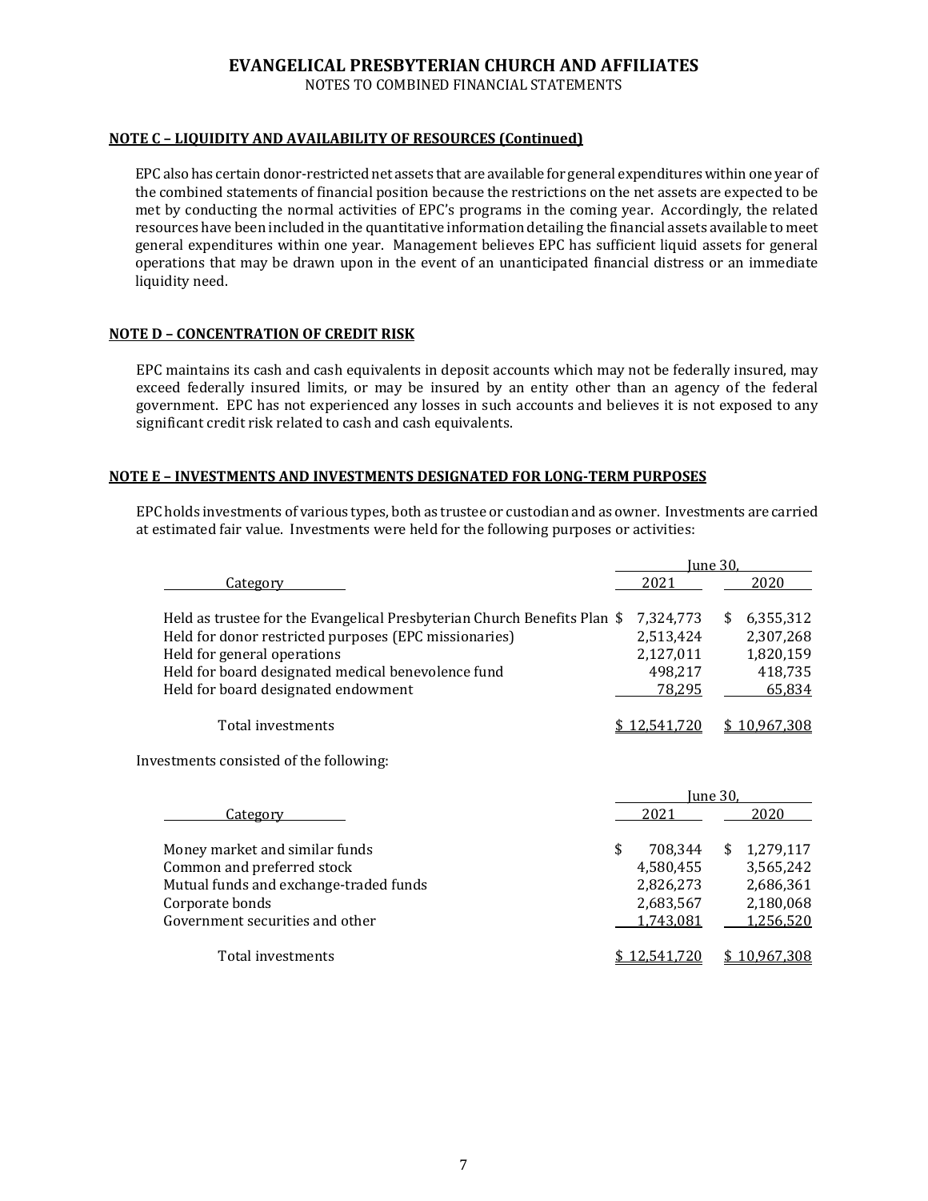# EVANGELICAL PRESBYTERIAN CHURCH AND AFFILIATES

NOTES TO COMBINED FINANCIAL STATEMENTS

**NOTE C – LIQUIDITY AND AVAILABILITY OF RESOURCES (Continued)**

EPC also has certain donor-restricted net assets that are available for general expenditures within one year of the combined statements of financial position because the restrictions on the net assets are expected to be met by conducting the normal activities of EPC's programs in the coming year. Accordingly, the related resources have been included in the quantitative information detailing the financial assets available to meet general expenditures within one year. Management believes EPC has sufficient liquid assets for general operations that may be drawn upon in the event of an unanticipated financial distress or an immediate liquidity need.

**NOTE D – CONCENTRATION OF CREDIT RISK**

EPC maintains its cash and cash equivalents in deposit accounts which may not be federally insured, may exceed federally insured limits, or may be insured by an entity other than an agency of the federal government. EPC has not experienced any losses in such accounts and believes it is not exposed to any significant credit risk related to cash and cash equivalents.

**NOTE E – INVESTMENTS AND INVESTMENTS DESIGNATED FOR LONG-TERM PURPOSES**

EPC holds investments of various types, both as trustee or custodian and as owner. Investments are carried at estimated fair value. Investments were held for the following purposes or activities:

| Category | June 30, 2021 | June 30, 2020 |
|---|---|---|
| Held as trustee for the Evangelical Presbyterian Church Benefits Plan | $ 7,324,773 | $ 6,355,312 |
| Held for donor restricted purposes (EPC missionaries) | 2,513,424 | 2,307,268 |
| Held for general operations | 2,127,011 | 1,820,159 |
| Held for board designated medical benevolence fund | 498,217 | 418,735 |
| Held for board designated endowment | 78,295 | 65,834 |
| Total investments | $ 12,541,720 | $ 10,967,308 |

Investments consisted of the following:

| Category | June 30, 2021 | June 30, 2020 |
|---|---|---|
| Money market and similar funds | $ 708,344 | $ 1,279,117 |
| Common and preferred stock | 4,580,455 | 3,565,242 |
| Mutual funds and exchange-traded funds | 2,826,273 | 2,686,361 |
| Corporate bonds | 2,683,567 | 2,180,068 |
| Government securities and other | 1,743,081 | 1,256,520 |
| Total investments | $ 12,541,720 | $ 10,967,308 |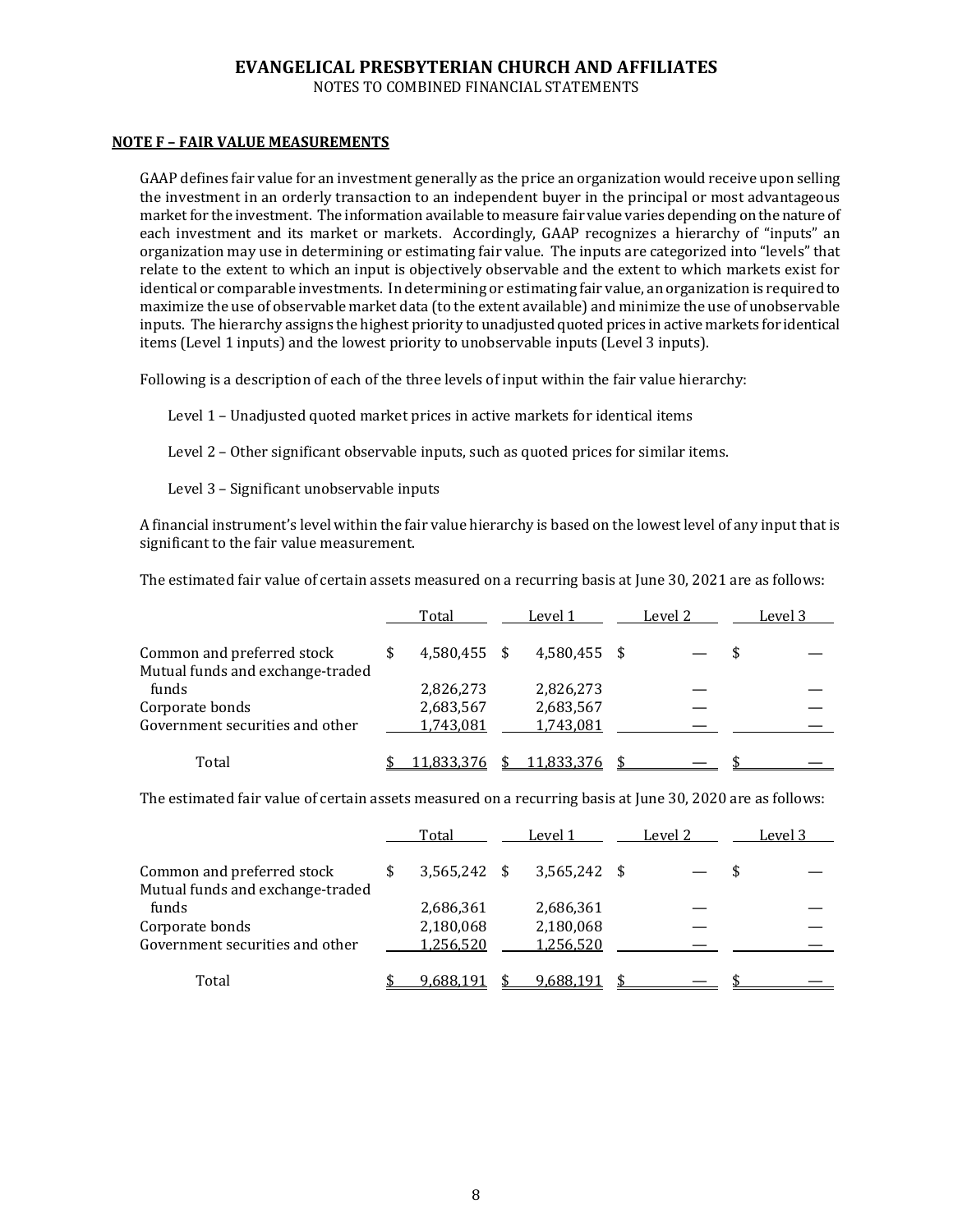# EVANGELICAL PRESBYTERIAN CHURCH AND AFFILIATES

NOTES TO COMBINED FINANCIAL STATEMENTS

## NOTE F – FAIR VALUE MEASUREMENTS

GAAP defines fair value for an investment generally as the price an organization would receive upon selling the investment in an orderly transaction to an independent buyer in the principal or most advantageous market for the investment. The information available to measure fair value varies depending on the nature of each investment and its market or markets. Accordingly, GAAP recognizes a hierarchy of "inputs" an organization may use in determining or estimating fair value. The inputs are categorized into "levels" that relate to the extent to which an input is objectively observable and the extent to which markets exist for identical or comparable investments. In determining or estimating fair value, an organization is required to maximize the use of observable market data (to the extent available) and minimize the use of unobservable inputs. The hierarchy assigns the highest priority to unadjusted quoted prices in active markets for identical items (Level 1 inputs) and the lowest priority to unobservable inputs (Level 3 inputs).

Following is a description of each of the three levels of input within the fair value hierarchy:

Level 1 – Unadjusted quoted market prices in active markets for identical items

Level 2 – Other significant observable inputs, such as quoted prices for similar items.

Level 3 – Significant unobservable inputs

A financial instrument's level within the fair value hierarchy is based on the lowest level of any input that is significant to the fair value measurement.

The estimated fair value of certain assets measured on a recurring basis at June 30, 2021 are as follows:

| | Total | Level 1 | Level 2 | Level 3 |
|---|---|---|---|---|
| Common and preferred stock | $ 4,580,455 | $ 4,580,455 | $ — | $ — |
| Mutual funds and exchange-traded funds | 2,826,273 | 2,826,273 | — | — |
| Corporate bonds | 2,683,567 | 2,683,567 | — | — |
| Government securities and other | 1,743,081 | 1,743,081 | — | — |
| Total | $ 11,833,376 | $ 11,833,376 | $ — | $ — |

The estimated fair value of certain assets measured on a recurring basis at June 30, 2020 are as follows:

| | Total | Level 1 | Level 2 | Level 3 |
|---|---|---|---|---|
| Common and preferred stock | $ 3,565,242 | $ 3,565,242 | $ — | $ — |
| Mutual funds and exchange-traded funds | 2,686,361 | 2,686,361 | — | — |
| Corporate bonds | 2,180,068 | 2,180,068 | — | — |
| Government securities and other | 1,256,520 | 1,256,520 | — | — |
| Total | $ 9,688,191 | $ 9,688,191 | $ — | $ — |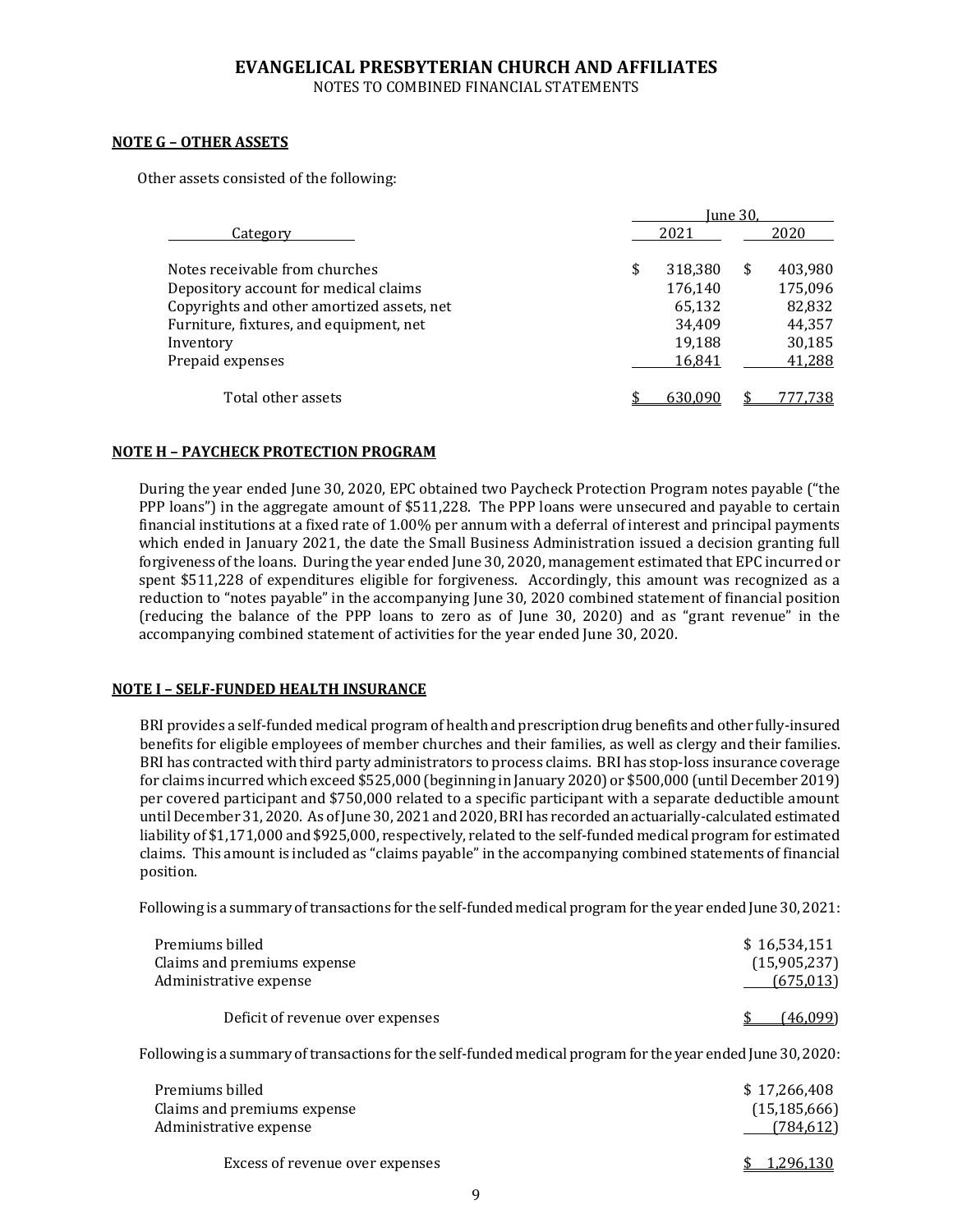## NOTE G – OTHER ASSETS

Other assets consisted of the following:

| Category | June 30, 2021 | June 30, 2020 |
|---|---|---|
| Notes receivable from churches | $ 318,380 | $ 403,980 |
| Depository account for medical claims | 176,140 | 175,096 |
| Copyrights and other amortized assets, net | 65,132 | 82,832 |
| Furniture, fixtures, and equipment, net | 34,409 | 44,357 |
| Inventory | 19,188 | 30,185 |
| Prepaid expenses | 16,841 | 41,288 |
| Total other assets | $ 630,090 | $ 777,738 |

## NOTE H – PAYCHECK PROTECTION PROGRAM

During the year ended June 30, 2020, EPC obtained two Paycheck Protection Program notes payable ("the PPP loans") in the aggregate amount of $511,228. The PPP loans were unsecured and payable to certain financial institutions at a fixed rate of 1.00% per annum with a deferral of interest and principal payments which ended in January 2021, the date the Small Business Administration issued a decision granting full forgiveness of the loans. During the year ended June 30, 2020, management estimated that EPC incurred or spent $511,228 of expenditures eligible for forgiveness. Accordingly, this amount was recognized as a reduction to "notes payable" in the accompanying June 30, 2020 combined statement of financial position (reducing the balance of the PPP loans to zero as of June 30, 2020) and as "grant revenue" in the accompanying combined statement of activities for the year ended June 30, 2020.

## NOTE I – SELF-FUNDED HEALTH INSURANCE

BRI provides a self-funded medical program of health and prescription drug benefits and other fully-insured benefits for eligible employees of member churches and their families, as well as clergy and their families. BRI has contracted with third party administrators to process claims. BRI has stop-loss insurance coverage for claims incurred which exceed $525,000 (beginning in January 2020) or $500,000 (until December 2019) per covered participant and $750,000 related to a specific participant with a separate deductible amount until December 31, 2020. As of June 30, 2021 and 2020, BRI has recorded an actuarially-calculated estimated liability of $1,171,000 and $925,000, respectively, related to the self-funded medical program for estimated claims. This amount is included as "claims payable" in the accompanying combined statements of financial position.

Following is a summary of transactions for the self-funded medical program for the year ended June 30, 2021:

| | |
|---|---|
| Premiums billed | $ 16,534,151 |
| Claims and premiums expense | (15,905,237) |
| Administrative expense | (675,013) |
| Deficit of revenue over expenses | $ (46,099) |

Following is a summary of transactions for the self-funded medical program for the year ended June 30, 2020:

| | |
|---|---|
| Premiums billed | $ 17,266,408 |
| Claims and premiums expense | (15,185,666) |
| Administrative expense | (784,612) |
| Excess of revenue over expenses | $ 1,296,130 |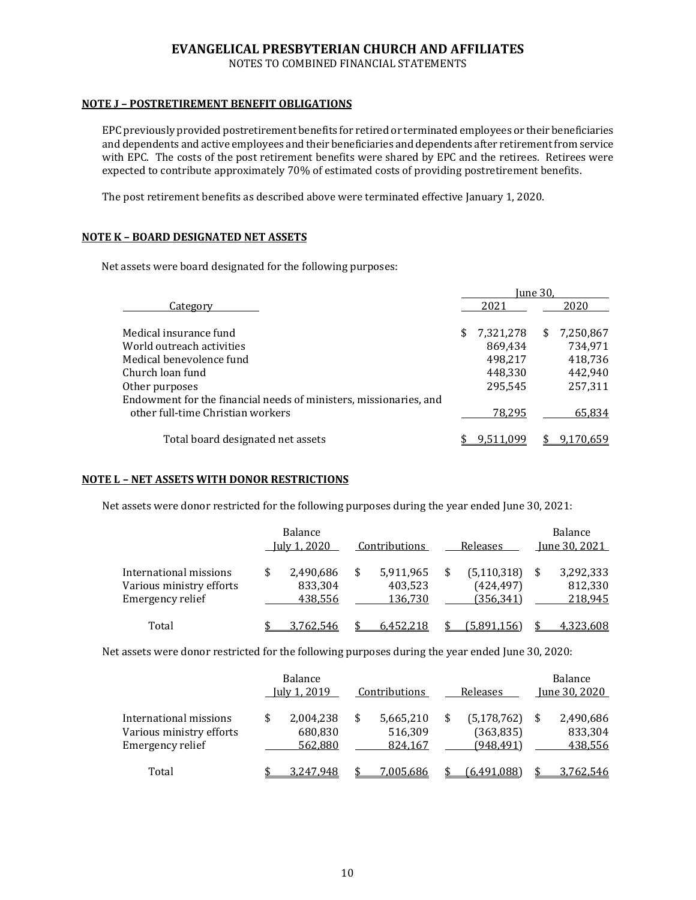# EVANGELICAL PRESBYTERIAN CHURCH AND AFFILIATES

NOTES TO COMBINED FINANCIAL STATEMENTS

## NOTE J – POSTRETIREMENT BENEFIT OBLIGATIONS

EPC previously provided postretirement benefits for retired or terminated employees or their beneficiaries and dependents and active employees and their beneficiaries and dependents after retirement from service with EPC. The costs of the post retirement benefits were shared by EPC and the retirees. Retirees were expected to contribute approximately 70% of estimated costs of providing postretirement benefits.

The post retirement benefits as described above were terminated effective January 1, 2020.

## NOTE K – BOARD DESIGNATED NET ASSETS

Net assets were board designated for the following purposes:

| Category | June 30, 2021 | June 30, 2020 |
|---|---|---|
| Medical insurance fund | $ 7,321,278 | $ 7,250,867 |
| World outreach activities | 869,434 | 734,971 |
| Medical benevolence fund | 498,217 | 418,736 |
| Church loan fund | 448,330 | 442,940 |
| Other purposes | 295,545 | 257,311 |
| Endowment for the financial needs of ministers, missionaries, and other full-time Christian workers | 78,295 | 65,834 |
| Total board designated net assets | $ 9,511,099 | $ 9,170,659 |

## NOTE L – NET ASSETS WITH DONOR RESTRICTIONS

Net assets were donor restricted for the following purposes during the year ended June 30, 2021:

| | Balance July 1, 2020 | Contributions | Releases | Balance June 30, 2021 |
|---|---|---|---|---|
| International missions | $ 2,490,686 | $ 5,911,965 | $ (5,110,318) | $ 3,292,333 |
| Various ministry efforts | 833,304 | 403,523 | (424,497) | 812,330 |
| Emergency relief | 438,556 | 136,730 | (356,341) | 218,945 |
| Total | $ 3,762,546 | $ 6,452,218 | $ (5,891,156) | $ 4,323,608 |

Net assets were donor restricted for the following purposes during the year ended June 30, 2020:

| | Balance July 1, 2019 | Contributions | Releases | Balance June 30, 2020 |
|---|---|---|---|---|
| International missions | $ 2,004,238 | $ 5,665,210 | $ (5,178,762) | $ 2,490,686 |
| Various ministry efforts | 680,830 | 516,309 | (363,835) | 833,304 |
| Emergency relief | 562,880 | 824,167 | (948,491) | 438,556 |
| Total | $ 3,247,948 | $ 7,005,686 | $ (6,491,088) | $ 3,762,546 |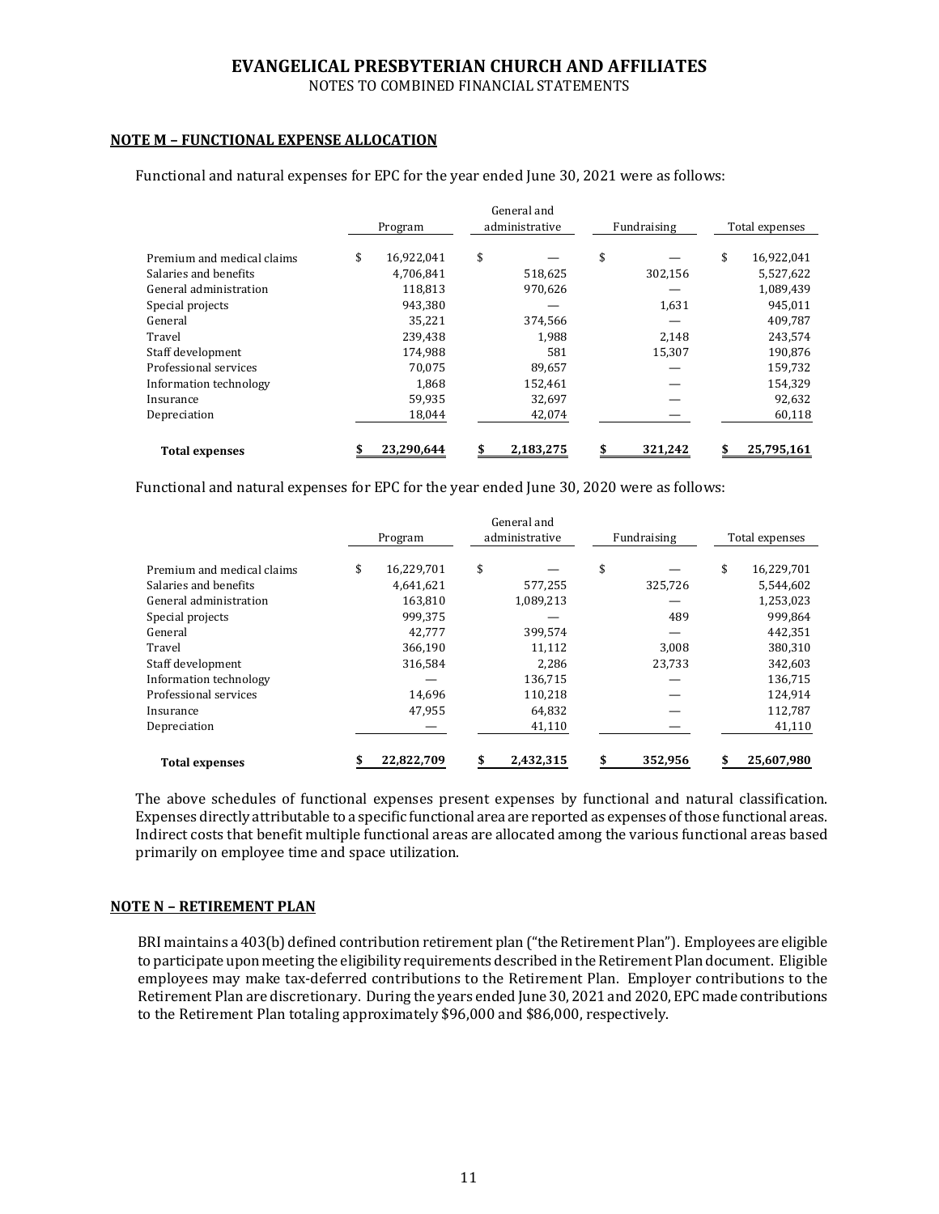## NOTE M – FUNCTIONAL EXPENSE ALLOCATION

Functional and natural expenses for EPC for the year ended June 30, 2021 were as follows:

| | Program | General and administrative | Fundraising | Total expenses |
|---|---|---|---|---|
| Premium and medical claims | $ 16,922,041 | $ — | $ — | $ 16,922,041 |
| Salaries and benefits | 4,706,841 | 518,625 | 302,156 | 5,527,622 |
| General administration | 118,813 | 970,626 | — | 1,089,439 |
| Special projects | 943,380 | — | 1,631 | 945,011 |
| General | 35,221 | 374,566 | — | 409,787 |
| Travel | 239,438 | 1,988 | 2,148 | 243,574 |
| Staff development | 174,988 | 581 | 15,307 | 190,876 |
| Professional services | 70,075 | 89,657 | — | 159,732 |
| Information technology | 1,868 | 152,461 | — | 154,329 |
| Insurance | 59,935 | 32,697 | — | 92,632 |
| Depreciation | 18,044 | 42,074 | — | 60,118 |
| **Total expenses** | **$ 23,290,644** | **$ 2,183,275** | **$ 321,242** | **$ 25,795,161** |

Functional and natural expenses for EPC for the year ended June 30, 2020 were as follows:

| | Program | General and administrative | Fundraising | Total expenses |
|---|---|---|---|---|
| Premium and medical claims | $ 16,229,701 | $ — | $ — | $ 16,229,701 |
| Salaries and benefits | 4,641,621 | 577,255 | 325,726 | 5,544,602 |
| General administration | 163,810 | 1,089,213 | — | 1,253,023 |
| Special projects | 999,375 | — | 489 | 999,864 |
| General | 42,777 | 399,574 | — | 442,351 |
| Travel | 366,190 | 11,112 | 3,008 | 380,310 |
| Staff development | 316,584 | 2,286 | 23,733 | 342,603 |
| Information technology | — | 136,715 | — | 136,715 |
| Professional services | 14,696 | 110,218 | — | 124,914 |
| Insurance | 47,955 | 64,832 | — | 112,787 |
| Depreciation | — | 41,110 | — | 41,110 |
| **Total expenses** | **$ 22,822,709** | **$ 2,432,315** | **$ 352,956** | **$ 25,607,980** |

The above schedules of functional expenses present expenses by functional and natural classification. Expenses directly attributable to a specific functional area are reported as expenses of those functional areas. Indirect costs that benefit multiple functional areas are allocated among the various functional areas based primarily on employee time and space utilization.

## NOTE N – RETIREMENT PLAN

BRI maintains a 403(b) defined contribution retirement plan ("the Retirement Plan"). Employees are eligible to participate upon meeting the eligibility requirements described in the Retirement Plan document. Eligible employees may make tax-deferred contributions to the Retirement Plan. Employer contributions to the Retirement Plan are discretionary. During the years ended June 30, 2021 and 2020, EPC made contributions to the Retirement Plan totaling approximately $96,000 and $86,000, respectively.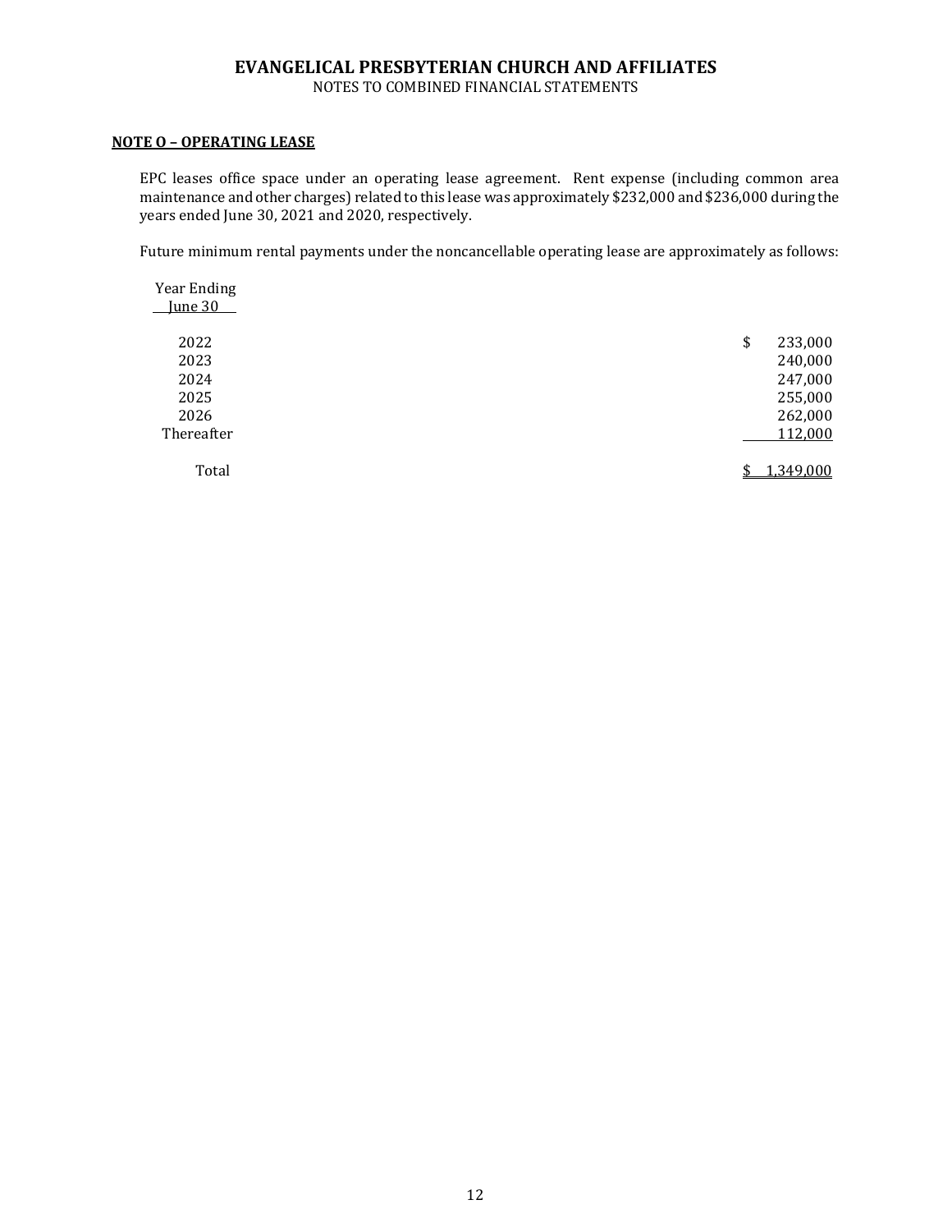# EVANGELICAL PRESBYTERIAN CHURCH AND AFFILIATES

NOTES TO COMBINED FINANCIAL STATEMENTS

**NOTE O – OPERATING LEASE**

EPC leases office space under an operating lease agreement. Rent expense (including common area maintenance and other charges) related to this lease was approximately $232,000 and $236,000 during the years ended June 30, 2021 and 2020, respectively.

Future minimum rental payments under the noncancellable operating lease are approximately as follows:

| Year Ending June 30 | |
|---|---|
| 2022 | $ 233,000 |
| 2023 | 240,000 |
| 2024 | 247,000 |
| 2025 | 255,000 |
| 2026 | 262,000 |
| Thereafter | 112,000 |
| Total | $ 1,349,000 |